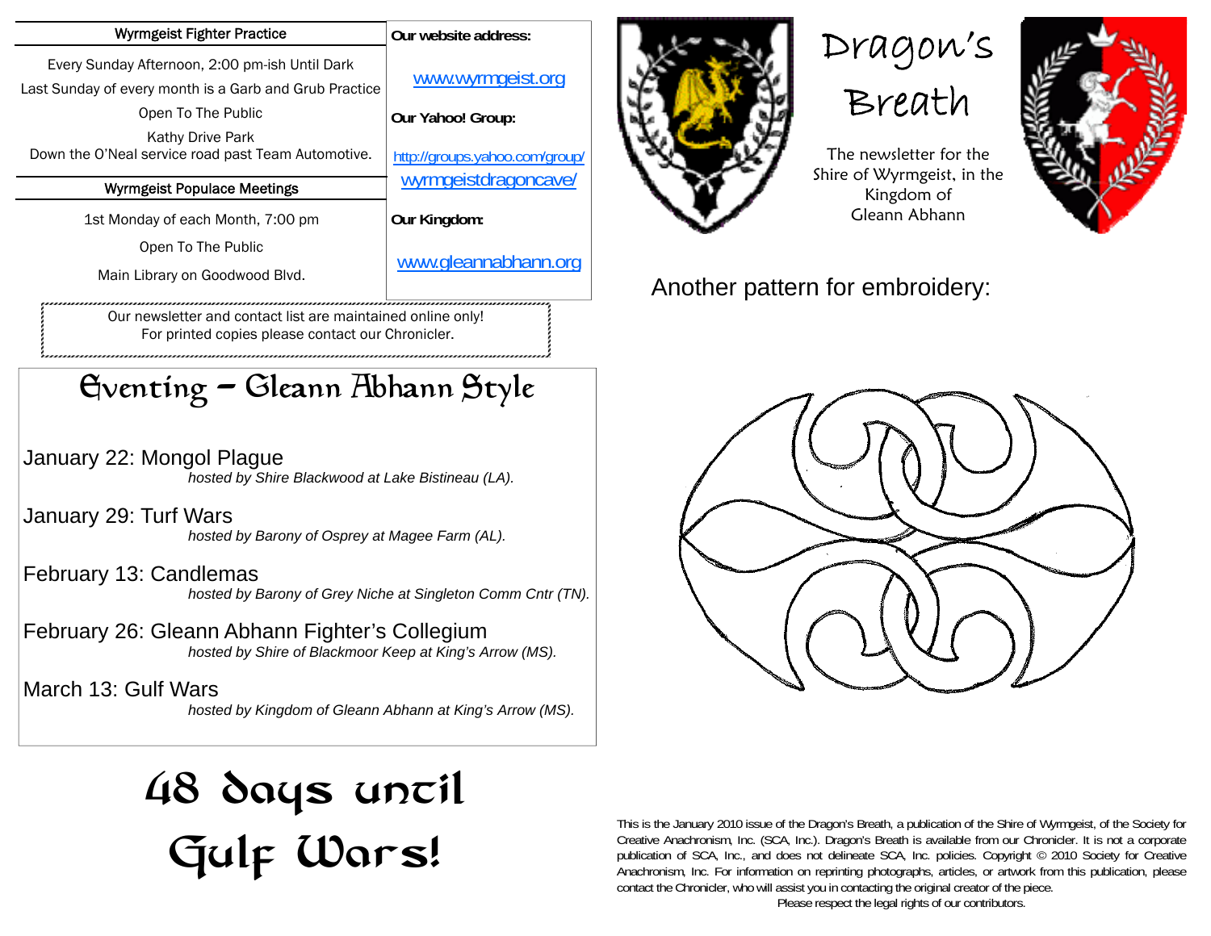# Dragon's Breath

The newsletter for the Shire of Wyrmgeist, in the Kingdom of Gleann Abhann

## Wyrmgeist Fighter Practice

Every Sunday Afternoon, 2:00 pm-ish Until Dark

Last Sunday of every month is a Garb and Grub Practice

Open To The Public

Kathy Drive Park
Down the O'Neal service road past Team Automotive.

## Wyrmgeist Populace Meetings

1st Monday of each Month, 7:00 pm

Open To The Public

Main Library on Goodwood Blvd.

**Our website address:**

www.wyrmgeist.org

**Our Yahoo! Group:**

http://groups.yahoo.com/group/wyrmgeistdragoncave/

**Our Kingdom:**

www.gleannabhann.org

Our newsletter and contact list are maintained online only!
For printed copies please contact our Chronicler.

## Eventing – Gleann Abhann Style

January 22: Mongol Plague
*hosted by Shire Blackwood at Lake Bistineau (LA).*

January 29: Turf Wars
*hosted by Barony of Osprey at Magee Farm (AL).*

February 13: Candlemas
*hosted by Barony of Grey Niche at Singleton Comm Cntr (TN).*

February 26: Gleann Abhann Fighter's Collegium
*hosted by Shire of Blackmoor Keep at King's Arrow (MS).*

March 13: Gulf Wars
*hosted by Kingdom of Gleann Abhann at King's Arrow (MS).*

# 48 days until Gulf Wars!

Another pattern for embroidery:

This is the January 2010 issue of the Dragon's Breath, a publication of the Shire of Wyrmgeist, of the Society for Creative Anachronism, Inc. (SCA, Inc.). Dragon's Breath is available from our Chronicler. It is not a corporate publication of SCA, Inc., and does not delineate SCA, Inc. policies. Copyright © 2010 Society for Creative Anachronism, Inc. For information on reprinting photographs, articles, or artwork from this publication, please contact the Chronicler, who will assist you in contacting the original creator of the piece.

Please respect the legal rights of our contributors.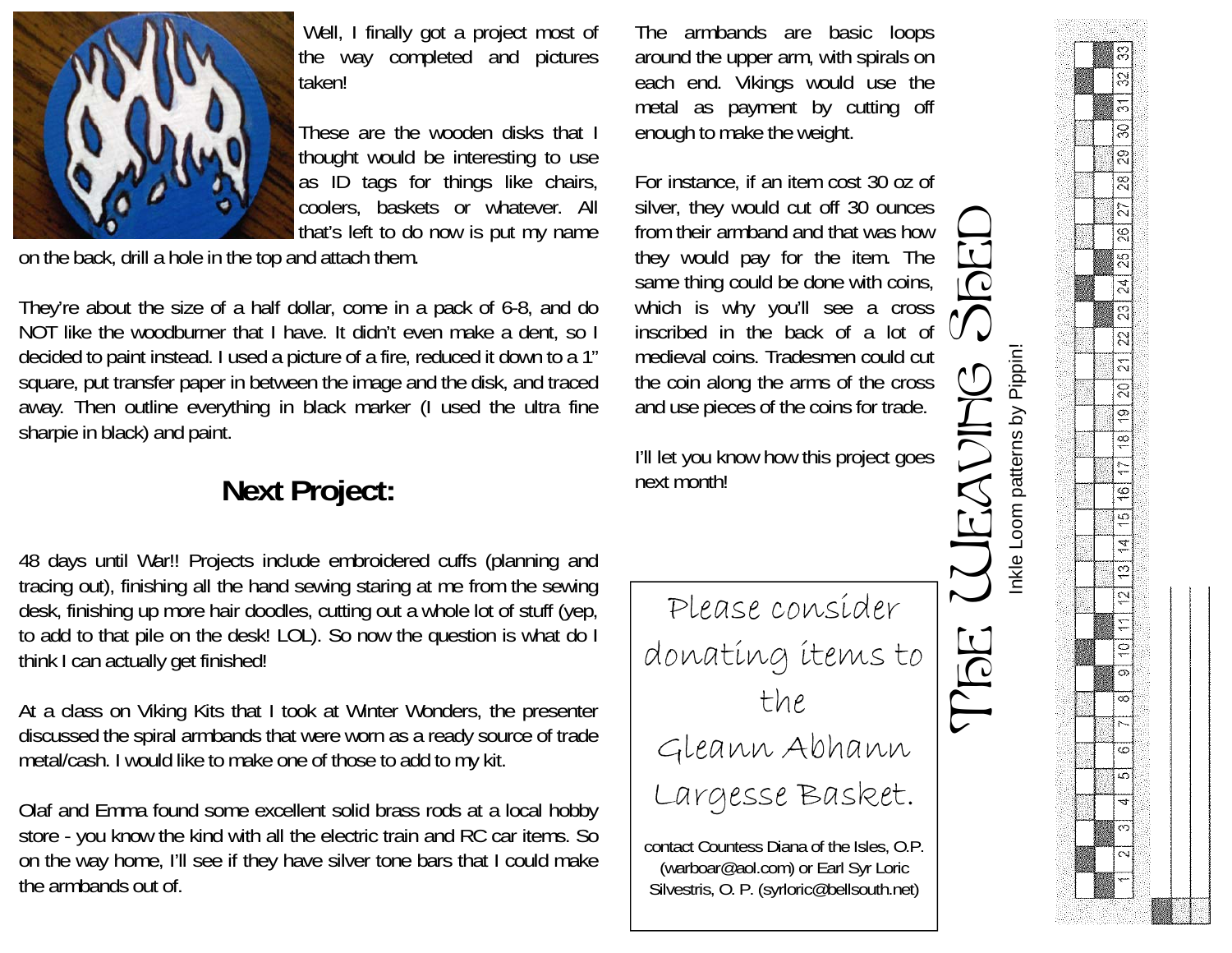Well, I finally got a project most of the way completed and pictures taken!

These are the wooden disks that I thought would be interesting to use as ID tags for things like chairs, coolers, baskets or whatever. All that's left to do now is put my name on the back, drill a hole in the top and attach them.

They're about the size of a half dollar, come in a pack of 6-8, and do NOT like the woodburner that I have. It didn't even make a dent, so I decided to paint instead. I used a picture of a fire, reduced it down to a 1" square, put transfer paper in between the image and the disk, and traced away. Then outline everything in black marker (I used the ultra fine sharpie in black) and paint.

## Next Project:

48 days until War!! Projects include embroidered cuffs (planning and tracing out), finishing all the hand sewing staring at me from the sewing desk, finishing up more hair doodles, cutting out a whole lot of stuff (yep, to add to that pile on the desk! LOL). So now the question is what do I think I can actually get finished!

At a class on Viking Kits that I took at Winter Wonders, the presenter discussed the spiral armbands that were worn as a ready source of trade metal/cash. I would like to make one of those to add to my kit.

Olaf and Emma found some excellent solid brass rods at a local hobby store - you know the kind with all the electric train and RC car items. So on the way home, I'll see if they have silver tone bars that I could make the armbands out of.

The armbands are basic loops around the upper arm, with spirals on each end. Vikings would use the metal as payment by cutting off enough to make the weight.

For instance, if an item cost 30 oz of silver, they would cut off 30 ounces from their armband and that was how they would pay for the item. The same thing could be done with coins, which is why you'll see a cross inscribed in the back of a lot of medieval coins. Tradesmen could cut the coin along the arms of the cross and use pieces of the coins for trade.

I'll let you know how this project goes next month!

Please consider donating items to the Gleann Abhann Largesse Basket.

contact Countess Diana of the Isles, O.P. (warboar@aol.com) or Earl Syr Loric Silvestris, O. P. (syrloric@bellsouth.net)

# The Weaving Shed

Inkle Loom patterns by Pippin!

1 2 3 4 5 6 7 8 9 10 11 12 13 14 15 16 17 18 19 20 21 22 23 24 25 26 27 28 29 30 31 32 33